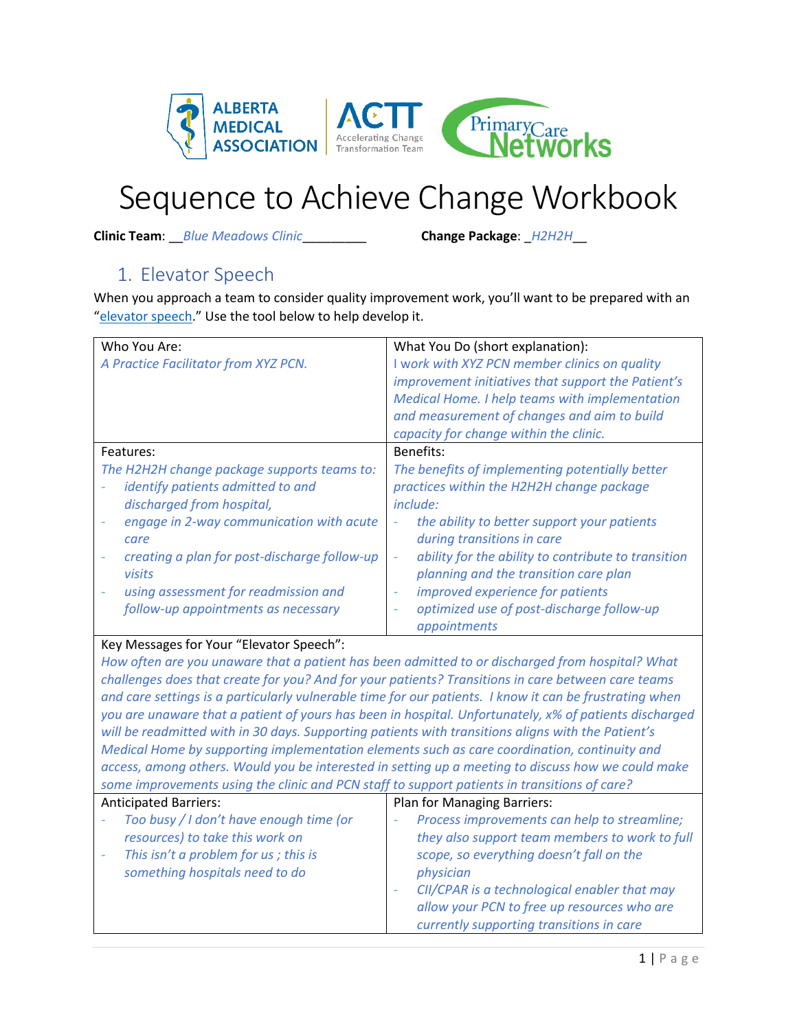# Sequence to Achieve Change Workbook

**Clinic Team**: __*Blue Meadows Clinic*_________ **Change Package**: _*H2H2H*__

## 1. Elevator Speech

When you approach a team to consider quality improvement work, you'll want to be prepared with an "elevator speech." Use the tool below to help develop it.

| Who You Are: | What You Do (short explanation): |
|---|---|
| *A Practice Facilitator from XYZ PCN.* | *I work with XYZ PCN member clinics on quality improvement initiatives that support the Patient's Medical Home. I help teams with implementation and measurement of changes and aim to build capacity for change within the clinic.* |
| **Features:** | **Benefits:** |
| *The H2H2H change package supports teams to:*<br>- *identify patients admitted to and discharged from hospital,*<br>- *engage in 2-way communication with acute care*<br>- *creating a plan for post-discharge follow-up visits*<br>- *using assessment for readmission and follow-up appointments as necessary* | *The benefits of implementing potentially better practices within the H2H2H change package include:*<br>- *the ability to better support your patients during transitions in care*<br>- *ability for the ability to contribute to transition planning and the transition care plan*<br>- *improved experience for patients*<br>- *optimized use of post-discharge follow-up appointments* |
| **Key Messages for Your "Elevator Speech":** | |
| *How often are you unaware that a patient has been admitted to or discharged from hospital? What challenges does that create for you? And for your patients? Transitions in care between care teams and care settings is a particularly vulnerable time for our patients. I know it can be frustrating when you are unaware that a patient of yours has been in hospital. Unfortunately, x% of patients discharged will be readmitted with in 30 days. Supporting patients with transitions aligns with the Patient's Medical Home by supporting implementation elements such as care coordination, continuity and access, among others. Would you be interested in setting up a meeting to discuss how we could make some improvements using the clinic and PCN staff to support patients in transitions of care?* | |
| **Anticipated Barriers:** | **Plan for Managing Barriers:** |
| - *Too busy / I don't have enough time (or resources) to take this work on*<br>- *This isn't a problem for us ; this is something hospitals need to do* | - *Process improvements can help to streamline; they also support team members to work to full scope, so everything doesn't fall on the physician*<br>- *CII/CPAR is a technological enabler that may allow your PCN to free up resources who are currently supporting transitions in care* |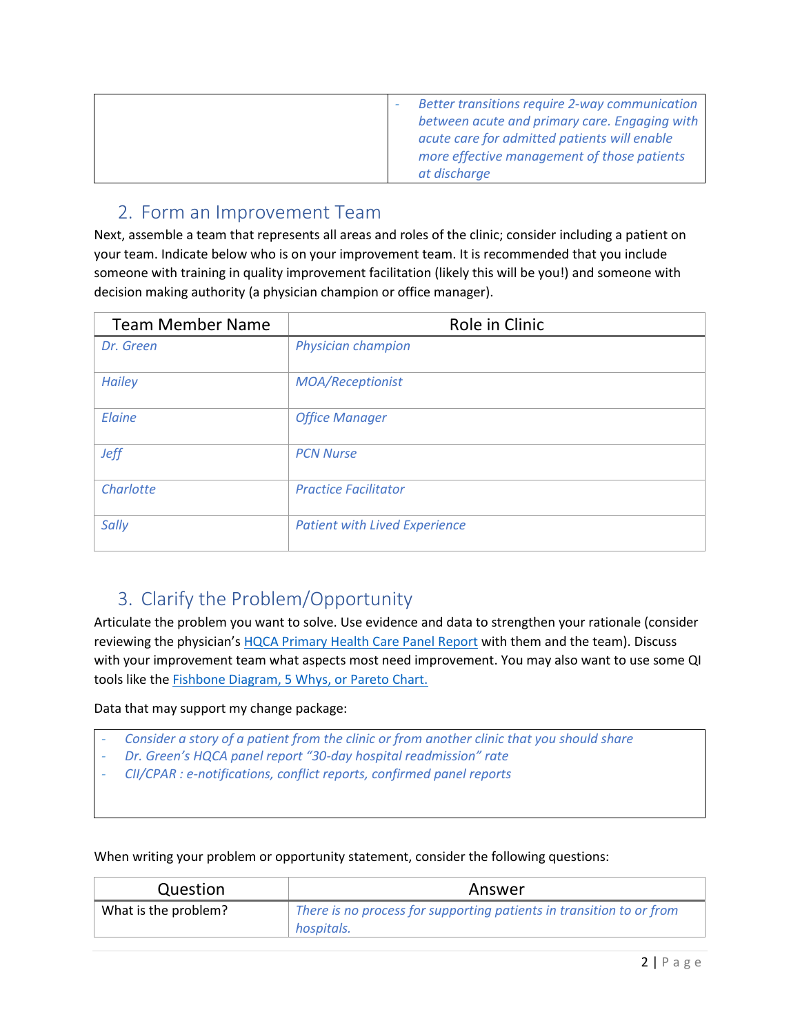| | - *Better transitions require 2-way communication between acute and primary care. Engaging with acute care for admitted patients will enable more effective management of those patients at discharge* |
|---|---|

## 2. Form an Improvement Team

Next, assemble a team that represents all areas and roles of the clinic; consider including a patient on your team. Indicate below who is on your improvement team. It is recommended that you include someone with training in quality improvement facilitation (likely this will be you!) and someone with decision making authority (a physician champion or office manager).

| Team Member Name | Role in Clinic |
|---|---|
| *Dr. Green* | *Physician champion* |
| *Hailey* | *MOA/Receptionist* |
| *Elaine* | *Office Manager* |
| *Jeff* | *PCN Nurse* |
| *Charlotte* | *Practice Facilitator* |
| *Sally* | *Patient with Lived Experience* |

## 3. Clarify the Problem/Opportunity

Articulate the problem you want to solve. Use evidence and data to strengthen your rationale (consider reviewing the physician's HQCA Primary Health Care Panel Report with them and the team). Discuss with your improvement team what aspects most need improvement. You may also want to use some QI tools like the Fishbone Diagram, 5 Whys, or Pareto Chart.

Data that may support my change package:

- *Consider a story of a patient from the clinic or from another clinic that you should share*
- *Dr. Green's HQCA panel report "30-day hospital readmission" rate*
- *CII/CPAR : e-notifications, conflict reports, confirmed panel reports*

When writing your problem or opportunity statement, consider the following questions:

| Question | Answer |
|---|---|
| What is the problem? | *There is no process for supporting patients in transition to or from hospitals.* |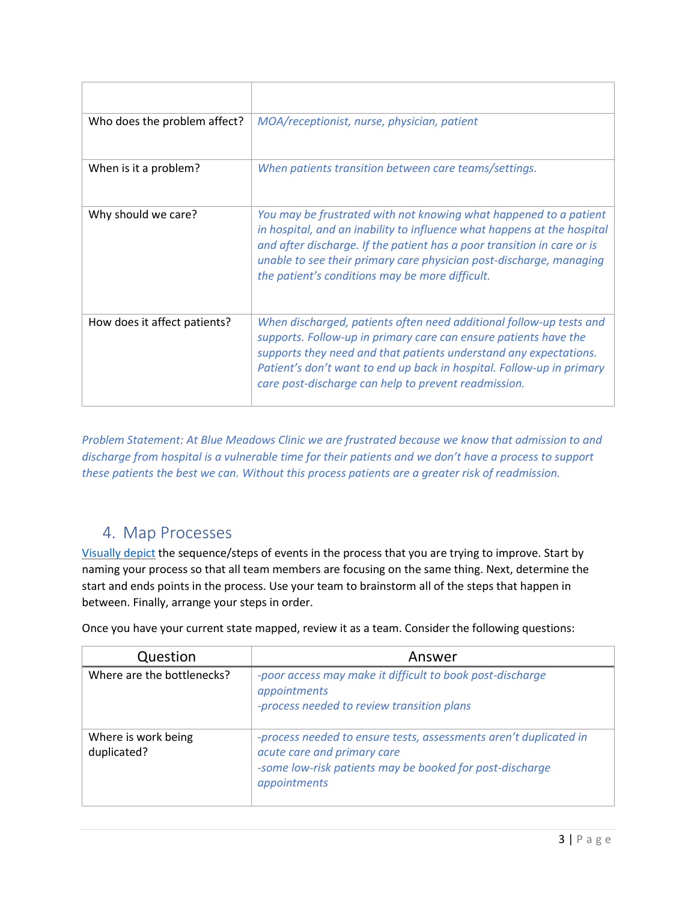| | |
|---|---|
| Who does the problem affect? | *MOA/receptionist, nurse, physician, patient* |
| When is it a problem? | *When patients transition between care teams/settings.* |
| Why should we care? | *You may be frustrated with not knowing what happened to a patient in hospital, and an inability to influence what happens at the hospital and after discharge. If the patient has a poor transition in care or is unable to see their primary care physician post-discharge, managing the patient's conditions may be more difficult.* |
| How does it affect patients? | *When discharged, patients often need additional follow-up tests and supports. Follow-up in primary care can ensure patients have the supports they need and that patients understand any expectations. Patient's don't want to end up back in hospital. Follow-up in primary care post-discharge can help to prevent readmission.* |

*Problem Statement: At Blue Meadows Clinic we are frustrated because we know that admission to and discharge from hospital is a vulnerable time for their patients and we don't have a process to support these patients the best we can. Without this process patients are a greater risk of readmission.*

## 4. Map Processes

[Visually depict](#) the sequence/steps of events in the process that you are trying to improve. Start by naming your process so that all team members are focusing on the same thing. Next, determine the start and ends points in the process. Use your team to brainstorm all of the steps that happen in between. Finally, arrange your steps in order.

Once you have your current state mapped, review it as a team. Consider the following questions:

| Question | Answer |
|---|---|
| Where are the bottlenecks? | *-poor access may make it difficult to book post-discharge appointments*<br>*-process needed to review transition plans* |
| Where is work being duplicated? | *-process needed to ensure tests, assessments aren't duplicated in acute care and primary care*<br>*-some low-risk patients may be booked for post-discharge appointments* |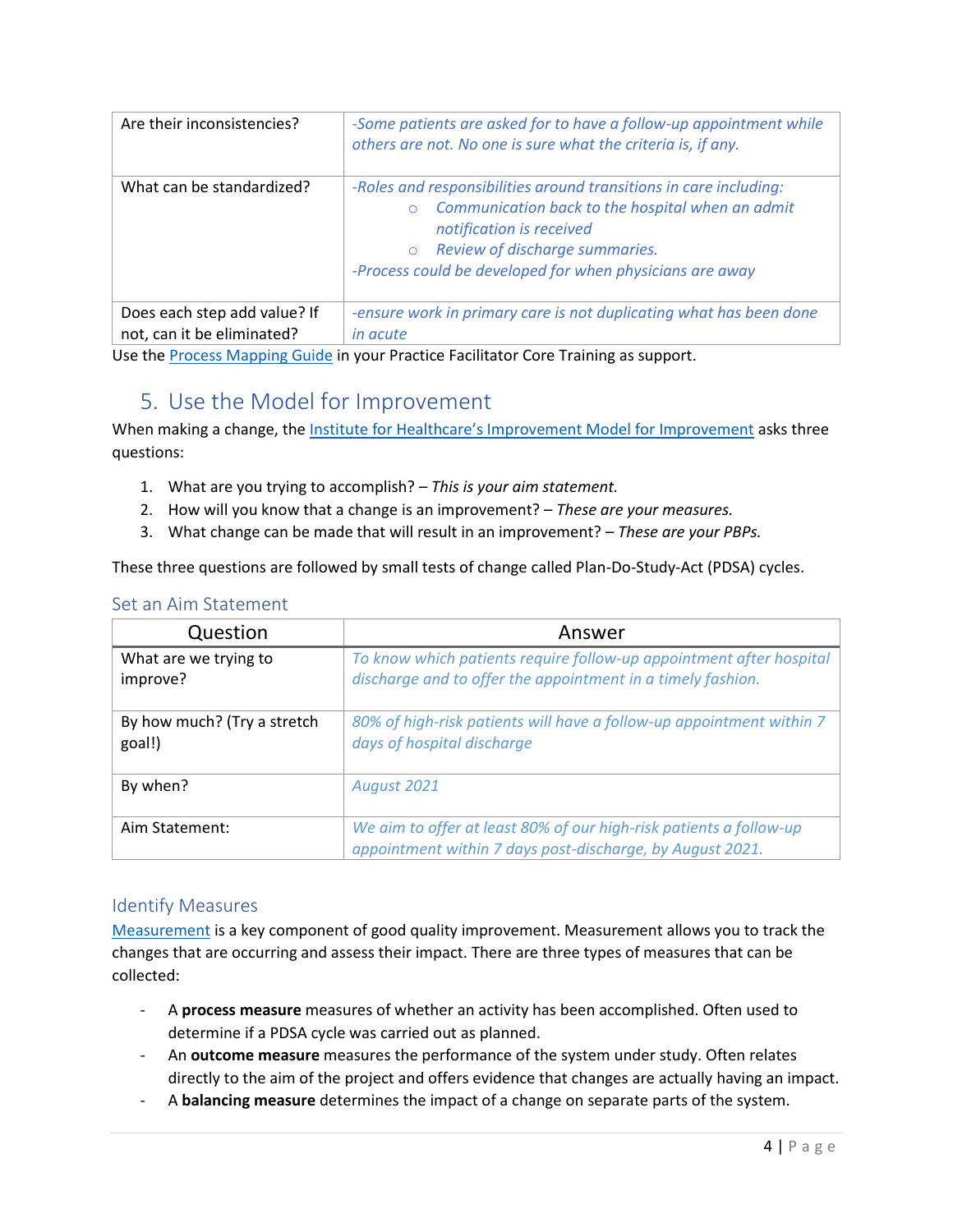| | |
|---|---|
| Are their inconsistencies? | *-Some patients are asked for to have a follow-up appointment while others are not. No one is sure what the criteria is, if any.* |
| What can be standardized? | *-Roles and responsibilities around transitions in care including:* <br> ○ *Communication back to the hospital when an admit notification is received* <br> ○ *Review of discharge summaries.* <br> *-Process could be developed for when physicians are away* |
| Does each step add value? If not, can it be eliminated? | *-ensure work in primary care is not duplicating what has been done in acute* |

Use the [Process Mapping Guide] in your Practice Facilitator Core Training as support.

## 5. Use the Model for Improvement

When making a change, the [Institute for Healthcare's Improvement Model for Improvement] asks three questions:

1. What are you trying to accomplish? – *This is your aim statement.*
2. How will you know that a change is an improvement? – *These are your measures.*
3. What change can be made that will result in an improvement? – *These are your PBPs.*

These three questions are followed by small tests of change called Plan-Do-Study-Act (PDSA) cycles.

### Set an Aim Statement

| Question | Answer |
|---|---|
| What are we trying to improve? | *To know which patients require follow-up appointment after hospital discharge and to offer the appointment in a timely fashion.* |
| By how much? (Try a stretch goal!) | *80% of high-risk patients will have a follow-up appointment within 7 days of hospital discharge* |
| By when? | *August 2021* |
| Aim Statement: | *We aim to offer at least 80% of our high-risk patients a follow-up appointment within 7 days post-discharge, by August 2021.* |

### Identify Measures

[Measurement] is a key component of good quality improvement. Measurement allows you to track the changes that are occurring and assess their impact. There are three types of measures that can be collected:

- A **process measure** measures of whether an activity has been accomplished. Often used to determine if a PDSA cycle was carried out as planned.
- An **outcome measure** measures the performance of the system under study. Often relates directly to the aim of the project and offers evidence that changes are actually having an impact.
- A **balancing measure** determines the impact of a change on separate parts of the system.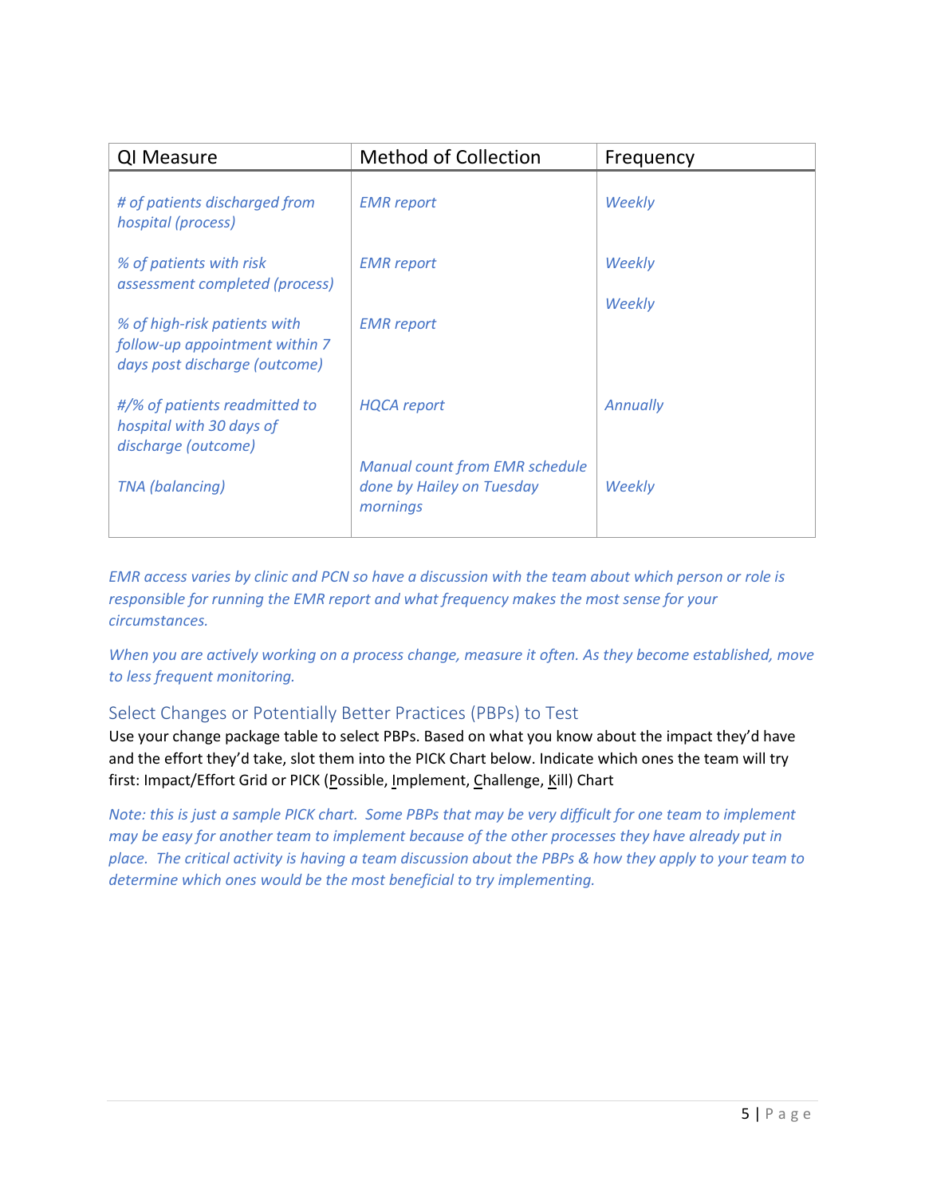| QI Measure | Method of Collection | Frequency |
| --- | --- | --- |
| *# of patients discharged from hospital (process)* | *EMR report* | *Weekly* |
| *% of patients with risk assessment completed (process)* | *EMR report* | *Weekly* |
| *% of high-risk patients with follow-up appointment within 7 days post discharge (outcome)* | *EMR report* | *Weekly* |
| *#/% of patients readmitted to hospital with 30 days of discharge (outcome)* | *HQCA report* | *Annually* |
| *TNA (balancing)* | *Manual count from EMR schedule done by Hailey on Tuesday mornings* | *Weekly* |

*EMR access varies by clinic and PCN so have a discussion with the team about which person or role is responsible for running the EMR report and what frequency makes the most sense for your circumstances.*

*When you are actively working on a process change, measure it often. As they become established, move to less frequent monitoring.*

## Select Changes or Potentially Better Practices (PBPs) to Test

Use your change package table to select PBPs. Based on what you know about the impact they'd have and the effort they'd take, slot them into the PICK Chart below. Indicate which ones the team will try first: Impact/Effort Grid or PICK (Possible, Implement, Challenge, Kill) Chart

*Note: this is just a sample PICK chart. Some PBPs that may be very difficult for one team to implement may be easy for another team to implement because of the other processes they have already put in place. The critical activity is having a team discussion about the PBPs & how they apply to your team to determine which ones would be the most beneficial to try implementing.*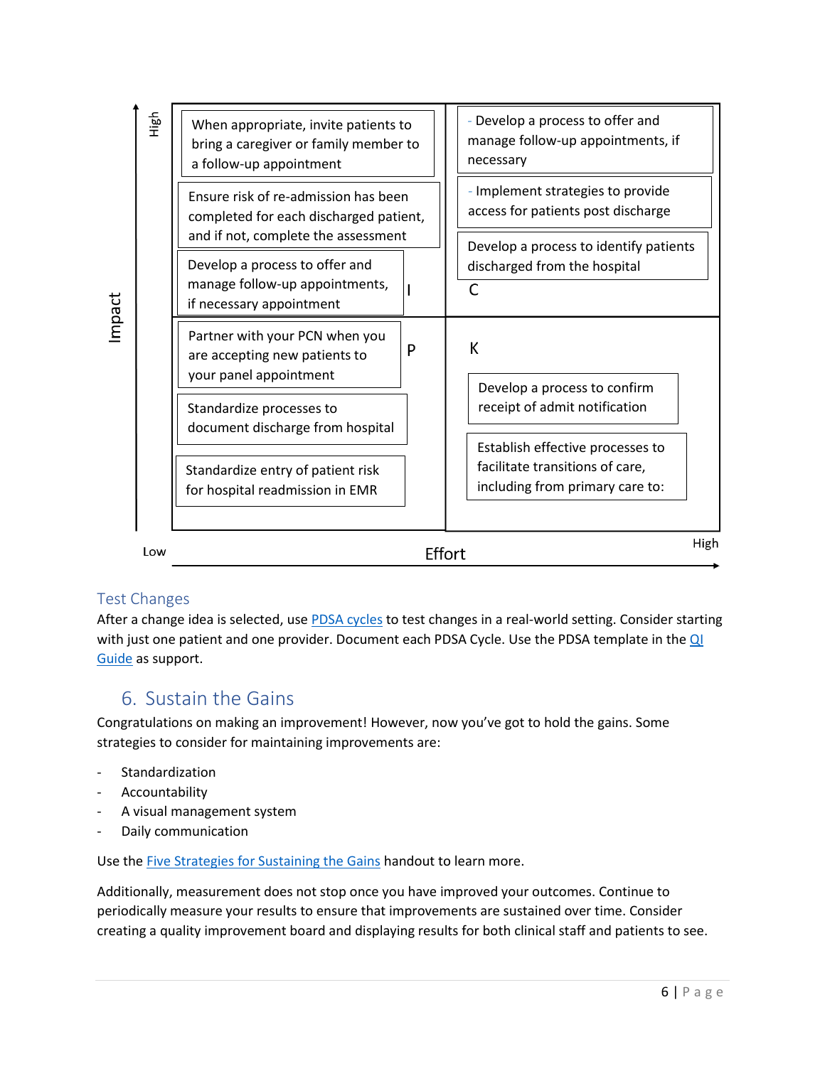**Impact** (Low → High) vs. **Effort** (Low → High)

| | Low Effort | High Effort |
|---|---|---|
| **High Impact** | **I**<br>When appropriate, invite patients to bring a caregiver or family member to a follow-up appointment<br>Ensure risk of re-admission has been completed for each discharged patient, and if not, complete the assessment<br>Develop a process to offer and manage follow-up appointments, if necessary appointment | **C**<br>- Develop a process to offer and manage follow-up appointments, if necessary<br>- Implement strategies to provide access for patients post discharge<br>Develop a process to identify patients discharged from the hospital |
| **Low Impact** | **P**<br>Partner with your PCN when you are accepting new patients to your panel appointment<br>Standardize processes to document discharge from hospital<br>Standardize entry of patient risk for hospital readmission in EMR | **K**<br>Develop a process to confirm receipt of admit notification<br>Establish effective processes to facilitate transitions of care, including from primary care to: |

### Test Changes

After a change idea is selected, use PDSA cycles to test changes in a real-world setting. Consider starting with just one patient and one provider. Document each PDSA Cycle. Use the PDSA template in the QI Guide as support.

## 6. Sustain the Gains

Congratulations on making an improvement! However, now you've got to hold the gains. Some strategies to consider for maintaining improvements are:

- Standardization
- Accountability
- A visual management system
- Daily communication

Use the Five Strategies for Sustaining the Gains handout to learn more.

Additionally, measurement does not stop once you have improved your outcomes. Continue to periodically measure your results to ensure that improvements are sustained over time. Consider creating a quality improvement board and displaying results for both clinical staff and patients to see.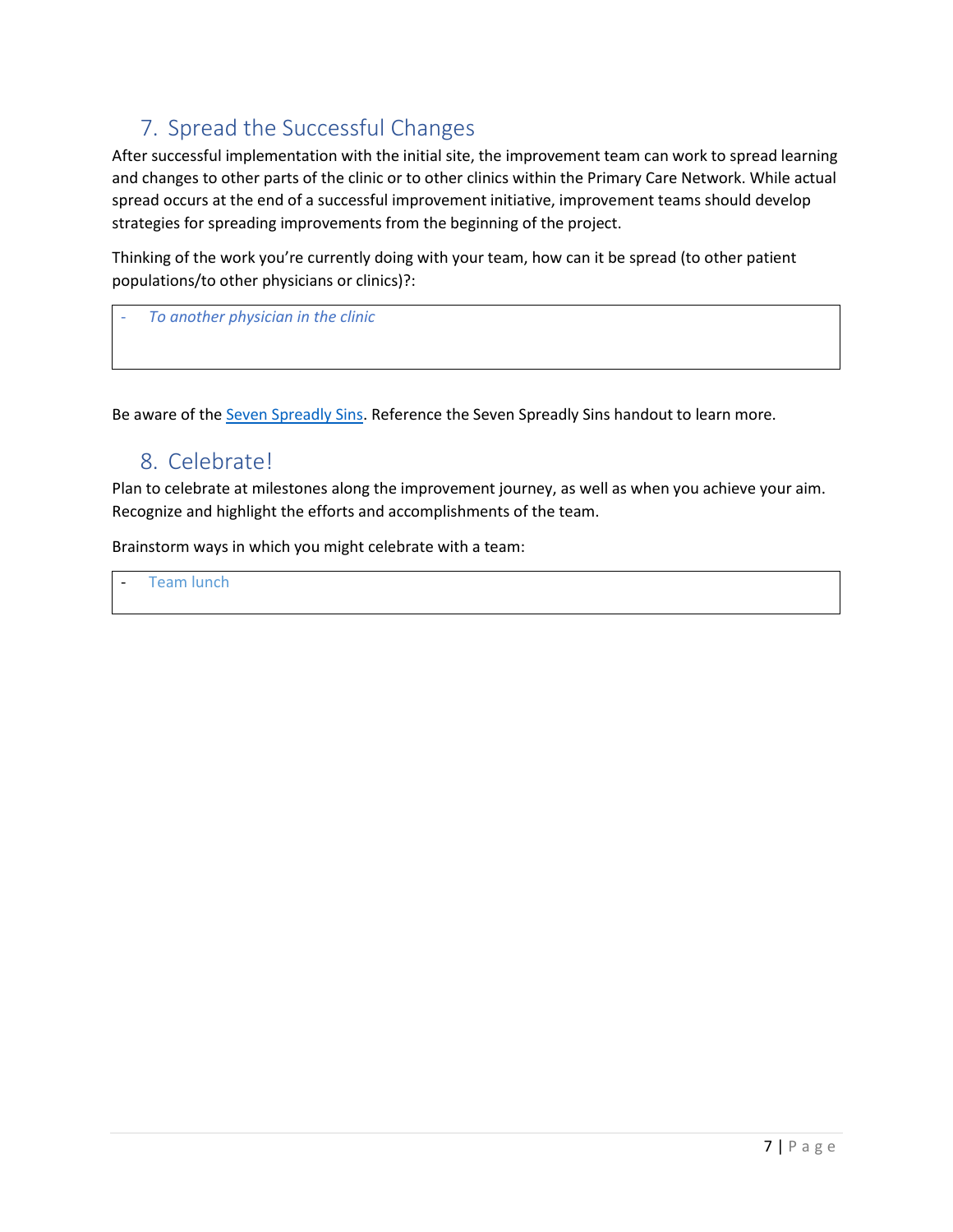## 7. Spread the Successful Changes

After successful implementation with the initial site, the improvement team can work to spread learning and changes to other parts of the clinic or to other clinics within the Primary Care Network. While actual spread occurs at the end of a successful improvement initiative, improvement teams should develop strategies for spreading improvements from the beginning of the project.

Thinking of the work you're currently doing with your team, how can it be spread (to other patient populations/to other physicians or clinics)?:

- *To another physician in the clinic*

Be aware of the Seven Spreadly Sins. Reference the Seven Spreadly Sins handout to learn more.

## 8. Celebrate!

Plan to celebrate at milestones along the improvement journey, as well as when you achieve your aim. Recognize and highlight the efforts and accomplishments of the team.

Brainstorm ways in which you might celebrate with a team:

- Team lunch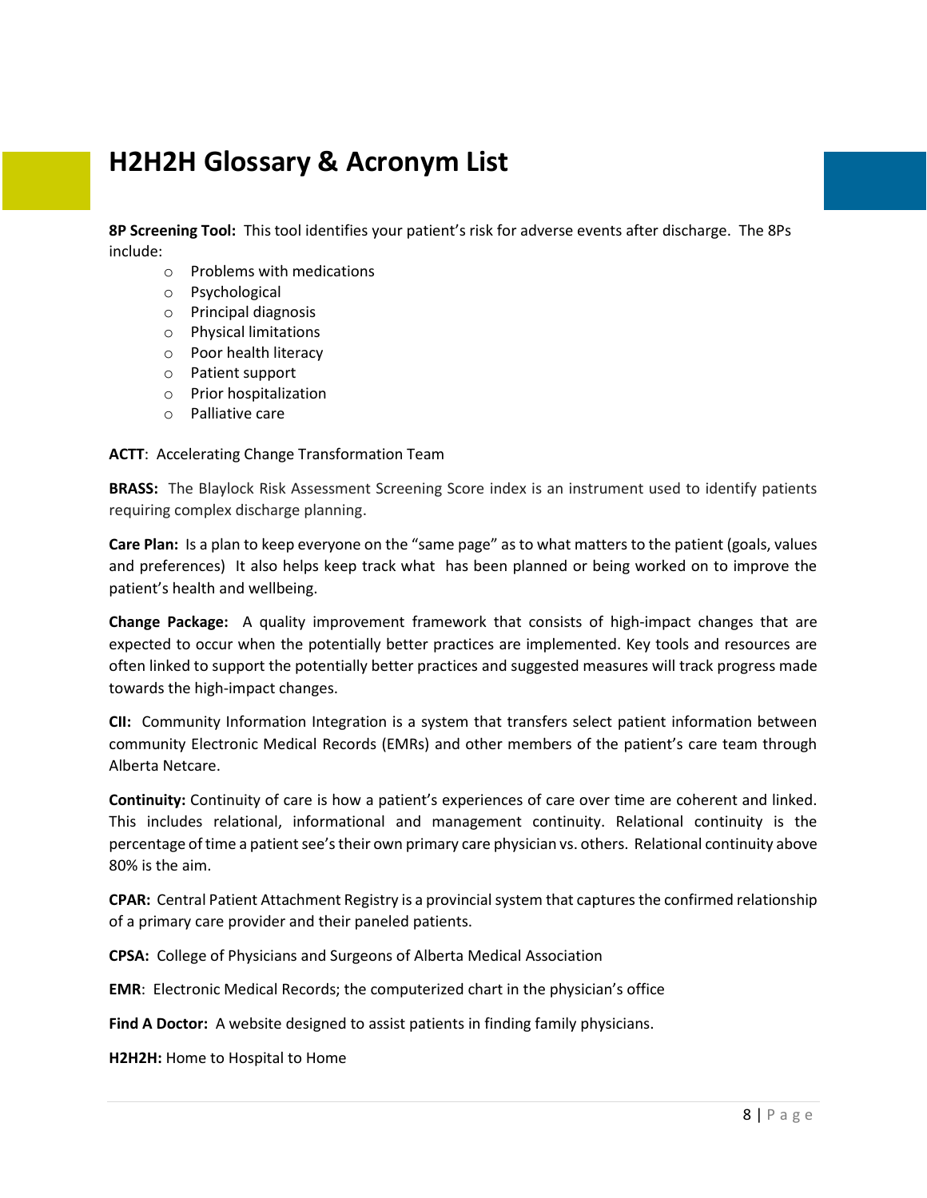# H2H2H Glossary & Acronym List

**8P Screening Tool:** This tool identifies your patient's risk for adverse events after discharge. The 8Ps include:

- Problems with medications
- Psychological
- Principal diagnosis
- Physical limitations
- Poor health literacy
- Patient support
- Prior hospitalization
- Palliative care

**ACTT**: Accelerating Change Transformation Team

**BRASS:** The Blaylock Risk Assessment Screening Score index is an instrument used to identify patients requiring complex discharge planning.

**Care Plan:** Is a plan to keep everyone on the "same page" as to what matters to the patient (goals, values and preferences) It also helps keep track what has been planned or being worked on to improve the patient's health and wellbeing.

**Change Package:** A quality improvement framework that consists of high-impact changes that are expected to occur when the potentially better practices are implemented. Key tools and resources are often linked to support the potentially better practices and suggested measures will track progress made towards the high-impact changes.

**CII:** Community Information Integration is a system that transfers select patient information between community Electronic Medical Records (EMRs) and other members of the patient's care team through Alberta Netcare.

**Continuity:** Continuity of care is how a patient's experiences of care over time are coherent and linked. This includes relational, informational and management continuity. Relational continuity is the percentage of time a patient see's their own primary care physician vs. others. Relational continuity above 80% is the aim.

**CPAR:** Central Patient Attachment Registry is a provincial system that captures the confirmed relationship of a primary care provider and their paneled patients.

**CPSA:** College of Physicians and Surgeons of Alberta Medical Association

**EMR**: Electronic Medical Records; the computerized chart in the physician's office

**Find A Doctor:** A website designed to assist patients in finding family physicians.

**H2H2H:** Home to Hospital to Home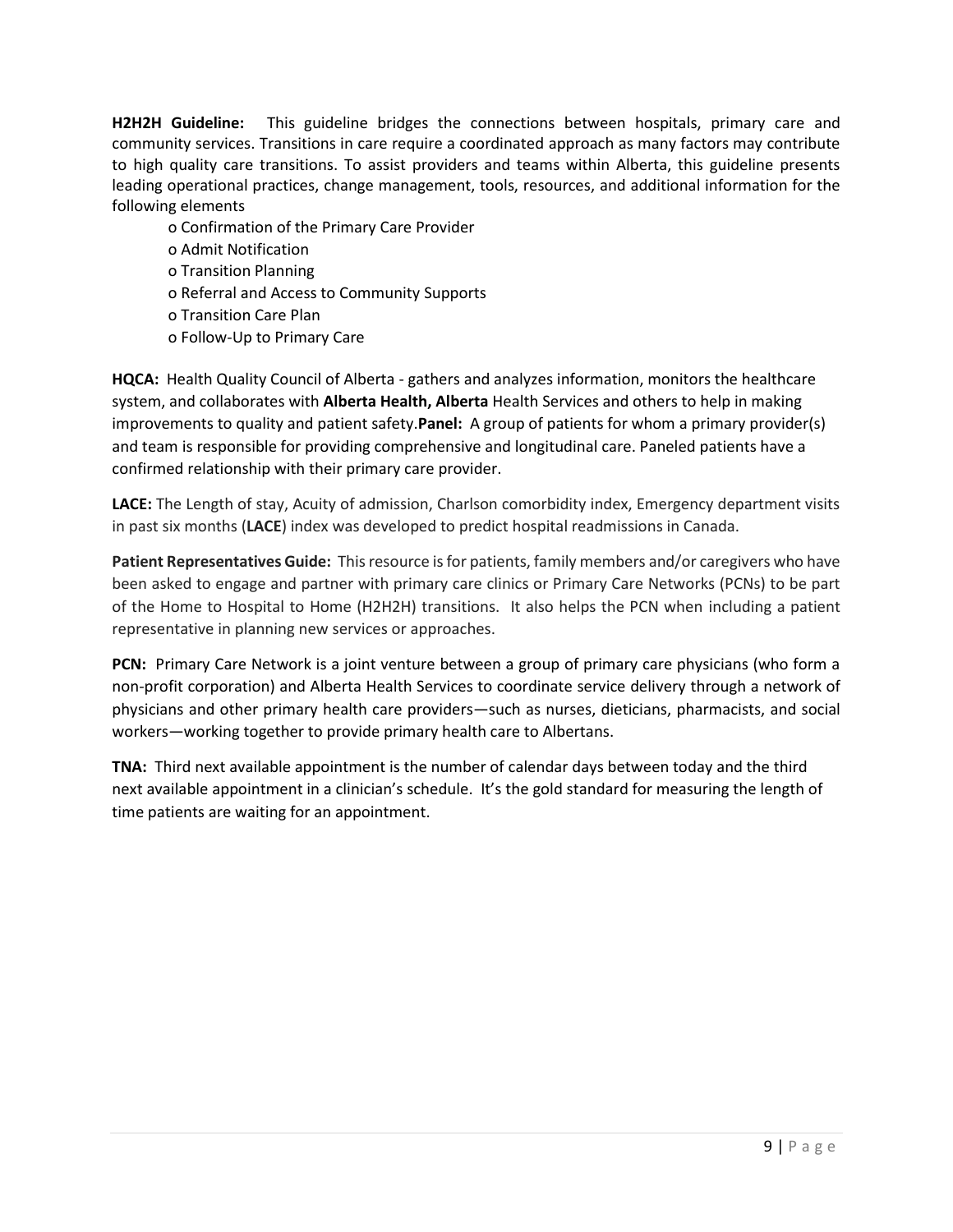**H2H2H Guideline:** This guideline bridges the connections between hospitals, primary care and community services. Transitions in care require a coordinated approach as many factors may contribute to high quality care transitions. To assist providers and teams within Alberta, this guideline presents leading operational practices, change management, tools, resources, and additional information for the following elements

- o Confirmation of the Primary Care Provider
- o Admit Notification
- o Transition Planning
- o Referral and Access to Community Supports
- o Transition Care Plan
- o Follow-Up to Primary Care

**HQCA:** Health Quality Council of Alberta - gathers and analyzes information, monitors the healthcare system, and collaborates with **Alberta Health, Alberta** Health Services and others to help in making improvements to quality and patient safety.**Panel:** A group of patients for whom a primary provider(s) and team is responsible for providing comprehensive and longitudinal care. Paneled patients have a confirmed relationship with their primary care provider.

**LACE:** The Length of stay, Acuity of admission, Charlson comorbidity index, Emergency department visits in past six months (**LACE**) index was developed to predict hospital readmissions in Canada.

**Patient Representatives Guide:** This resource is for patients, family members and/or caregivers who have been asked to engage and partner with primary care clinics or Primary Care Networks (PCNs) to be part of the Home to Hospital to Home (H2H2H) transitions. It also helps the PCN when including a patient representative in planning new services or approaches.

**PCN:** Primary Care Network is a joint venture between a group of primary care physicians (who form a non-profit corporation) and Alberta Health Services to coordinate service delivery through a network of physicians and other primary health care providers—such as nurses, dieticians, pharmacists, and social workers—working together to provide primary health care to Albertans.

**TNA:** Third next available appointment is the number of calendar days between today and the third next available appointment in a clinician's schedule. It's the gold standard for measuring the length of time patients are waiting for an appointment.